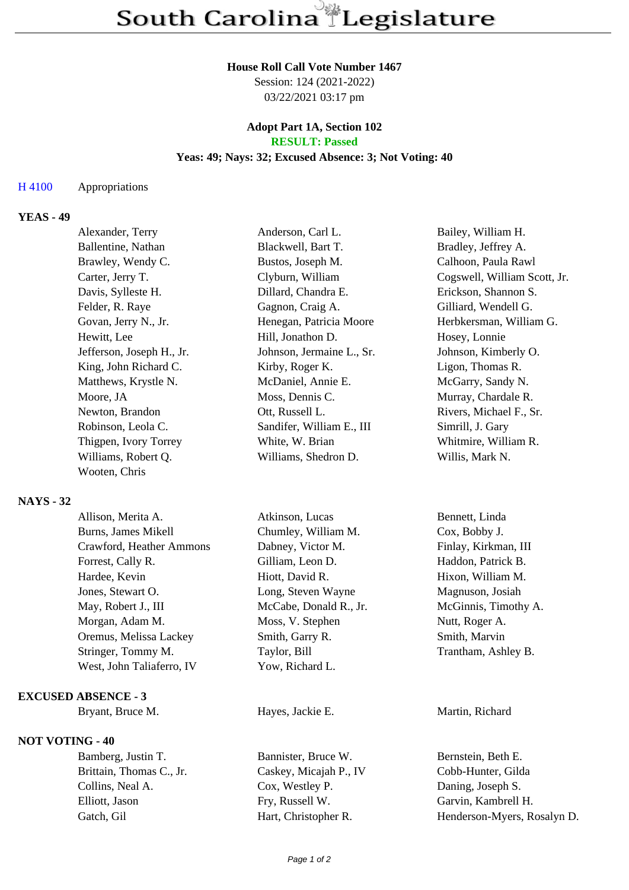# South Carolina Legislature

**House Roll Call Vote Number 1467**
Session: 124 (2021-2022)
03/22/2021 03:17 pm

**Adopt Part 1A, Section 102**
**RESULT: Passed**
**Yeas: 49; Nays: 32; Excused Absence: 3; Not Voting: 40**

H 4100 Appropriations

**YEAS - 49**

| | | |
|---|---|---|
| Alexander, Terry | Anderson, Carl L. | Bailey, William H. |
| Ballentine, Nathan | Blackwell, Bart T. | Bradley, Jeffrey A. |
| Brawley, Wendy C. | Bustos, Joseph M. | Calhoon, Paula Rawl |
| Carter, Jerry T. | Clyburn, William | Cogswell, William Scott, Jr. |
| Davis, Sylleste H. | Dillard, Chandra E. | Erickson, Shannon S. |
| Felder, R. Raye | Gagnon, Craig A. | Gilliard, Wendell G. |
| Govan, Jerry N., Jr. | Henegan, Patricia Moore | Herbkersman, William G. |
| Hewitt, Lee | Hill, Jonathon D. | Hosey, Lonnie |
| Jefferson, Joseph H., Jr. | Johnson, Jermaine L., Sr. | Johnson, Kimberly O. |
| King, John Richard C. | Kirby, Roger K. | Ligon, Thomas R. |
| Matthews, Krystle N. | McDaniel, Annie E. | McGarry, Sandy N. |
| Moore, JA | Moss, Dennis C. | Murray, Chardale R. |
| Newton, Brandon | Ott, Russell L. | Rivers, Michael F., Sr. |
| Robinson, Leola C. | Sandifer, William E., III | Simrill, J. Gary |
| Thigpen, Ivory Torrey | White, W. Brian | Whitmire, William R. |
| Williams, Robert Q. | Williams, Shedron D. | Willis, Mark N. |
| Wooten, Chris | | |

**NAYS - 32**

| | | |
|---|---|---|
| Allison, Merita A. | Atkinson, Lucas | Bennett, Linda |
| Burns, James Mikell | Chumley, William M. | Cox, Bobby J. |
| Crawford, Heather Ammons | Dabney, Victor M. | Finlay, Kirkman, III |
| Forrest, Cally R. | Gilliam, Leon D. | Haddon, Patrick B. |
| Hardee, Kevin | Hiott, David R. | Hixon, William M. |
| Jones, Stewart O. | Long, Steven Wayne | Magnuson, Josiah |
| May, Robert J., III | McCabe, Donald R., Jr. | McGinnis, Timothy A. |
| Morgan, Adam M. | Moss, V. Stephen | Nutt, Roger A. |
| Oremus, Melissa Lackey | Smith, Garry R. | Smith, Marvin |
| Stringer, Tommy M. | Taylor, Bill | Trantham, Ashley B. |
| West, John Taliaferro, IV | Yow, Richard L. | |

**EXCUSED ABSENCE - 3**

| | | |
|---|---|---|
| Bryant, Bruce M. | Hayes, Jackie E. | Martin, Richard |

**NOT VOTING - 40**

| | | |
|---|---|---|
| Bamberg, Justin T. | Bannister, Bruce W. | Bernstein, Beth E. |
| Brittain, Thomas C., Jr. | Caskey, Micajah P., IV | Cobb-Hunter, Gilda |
| Collins, Neal A. | Cox, Westley P. | Daning, Joseph S. |
| Elliott, Jason | Fry, Russell W. | Garvin, Kambrell H. |
| Gatch, Gil | Hart, Christopher R. | Henderson-Myers, Rosalyn D. |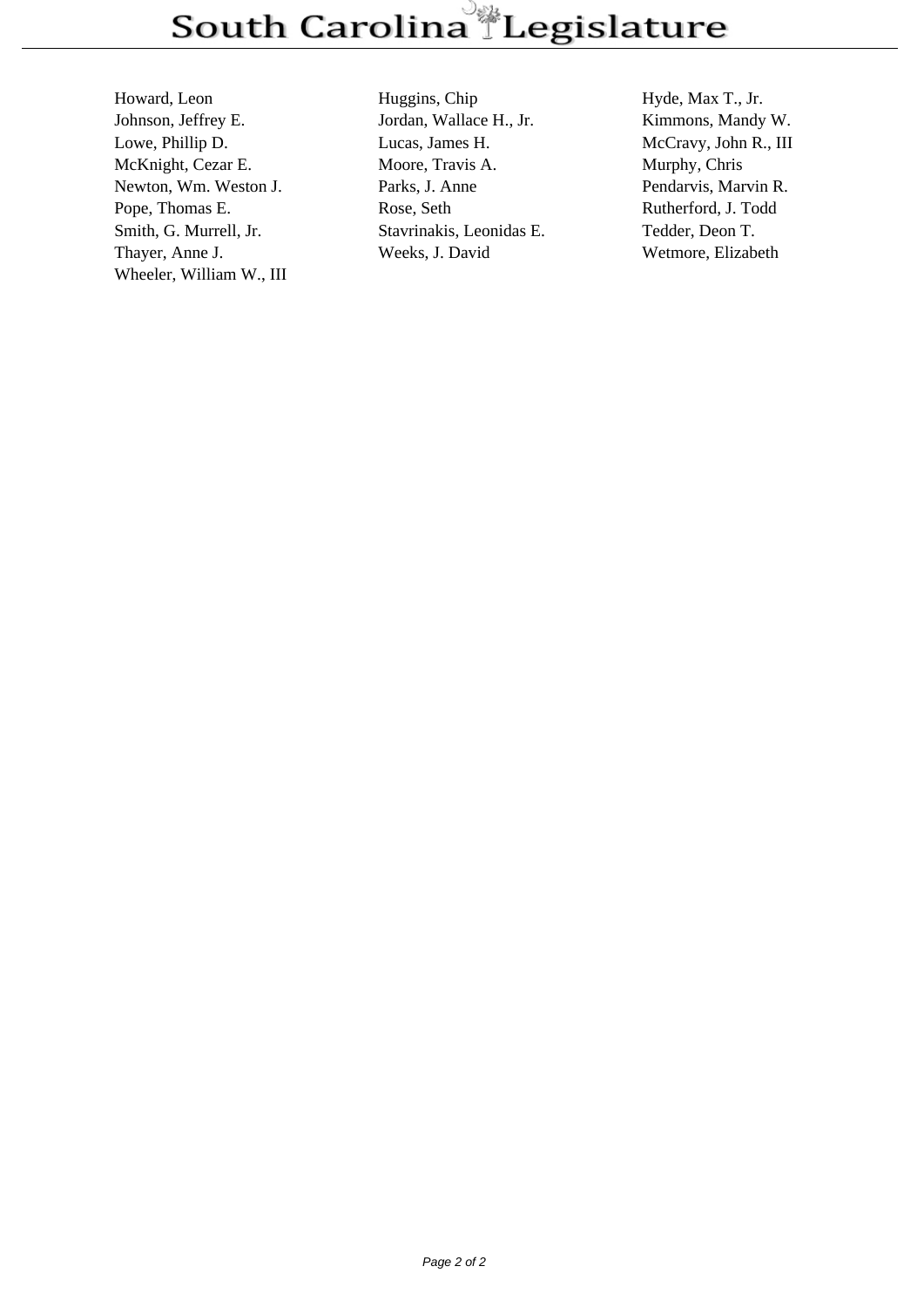| | | |
|---|---|---|
| Howard, Leon | Huggins, Chip | Hyde, Max T., Jr. |
| Johnson, Jeffrey E. | Jordan, Wallace H., Jr. | Kimmons, Mandy W. |
| Lowe, Phillip D. | Lucas, James H. | McCravy, John R., III |
| McKnight, Cezar E. | Moore, Travis A. | Murphy, Chris |
| Newton, Wm. Weston J. | Parks, J. Anne | Pendarvis, Marvin R. |
| Pope, Thomas E. | Rose, Seth | Rutherford, J. Todd |
| Smith, G. Murrell, Jr. | Stavrinakis, Leonidas E. | Tedder, Deon T. |
| Thayer, Anne J. | Weeks, J. David | Wetmore, Elizabeth |
| Wheeler, William W., III | | |